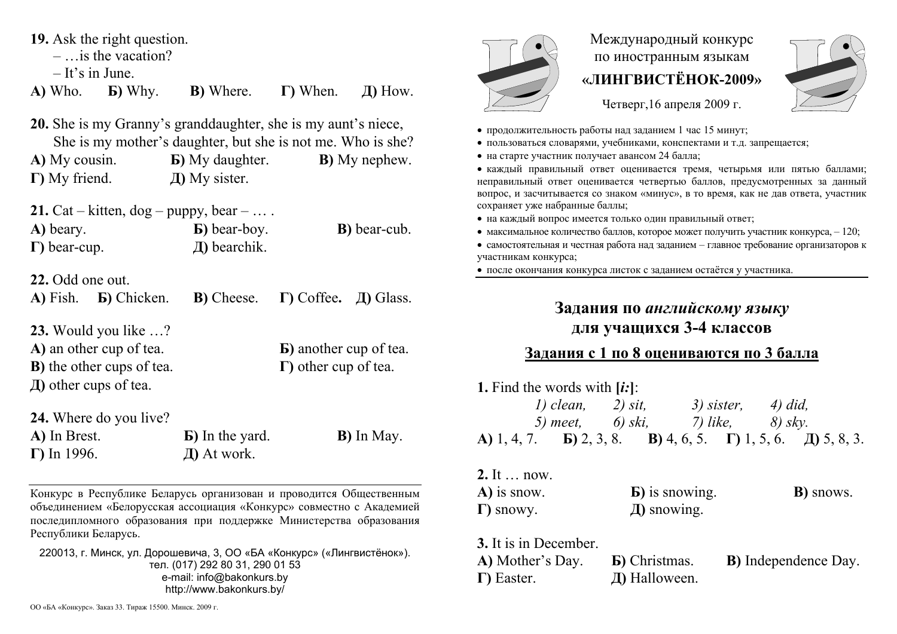**19.** Ask the right question.

– …is the vacation?

– It's in June.

**А)** Who. **Б)** Why. **В)** Where. **Г)** When. **Д)** How.

**20.** She is my Granny's granddaughter, she is my aunt's niece, She is my mother's daughter, but she is not me. Who is she?

**А)** My cousin. **Б)** My daughter. **В)** My nephew.
**Г)** My friend. **Д)** My sister.

**21.** Cat – kitten, dog – puppy, bear – … .

**А)** beary. **Б)** bear-boy. **В)** bear-cub.
**Г)** bear-cup. **Д)** bearchik.

**22.** Odd one out.

**А)** Fish. **Б)** Chicken. **В)** Cheese. **Г)** Coffee**.** **Д)** Glass.

**23.** Would you like …?

**А)** an other cup of tea. **Б)** another cup of tea.
**В)** the other cups of tea. **Г)** other cup of tea.
**Д)** other cups of tea.

**24.** Where do you live?

**А)** In Brest. **Б)** In the yard. **В)** In May.
**Г)** In 1996. **Д)** At work.

Конкурс в Республике Беларусь организован и проводится Общественным объединением «Белорусская ассоциация «Конкурс» совместно с Академией последипломного образования при поддержке Министерства образования Республики Беларусь.

220013, г. Минск, ул. Дорошевича, 3, ОО «БА «Конкурс» («Лингвистёнок»).
тел. (017) 292 80 31, 290 01 53
e-mail: info@bakonkurs.by
http://www.bakonkurs.by/

ОО «БА «Конкурс». Заказ 33. Тираж 15500. Минск. 2009 г.

Международный конкурс по иностранным языкам

**«ЛИНГВИСТЁНОК-2009»**

Четверг,16 апреля 2009 г.

- продолжительность работы над заданием 1 час 15 минут;
- пользоваться словарями, учебниками, конспектами и т.д. запрещается;
- на старте участник получает авансом 24 балла;
- каждый правильный ответ оценивается тремя, четырьмя или пятью баллами; неправильный ответ оценивается четвертью баллов, предусмотренных за данный вопрос, и засчитывается со знаком «минус», в то время, как не дав ответа, участник сохраняет уже набранные баллы;
- на каждый вопрос имеется только один правильный ответ;
- максимальное количество баллов, которое может получить участник конкурса, – 120;
- самостоятельная и честная работа над заданием – главное требование организаторов к участникам конкурса;
- после окончания конкурса листок с заданием остаётся у участника.

## Задания по *английскому языку* для учащихся 3-4 классов

### Задания с 1 по 8 оцениваются по 3 балла

**1.** Find the words with **[*i:*]**:

*1) clean, 2) sit, 3) sister, 4) did,*
*5) meet, 6) ski, 7) like, 8) sky.*

**А)** 1, 4, 7. **Б)** 2, 3, 8. **В)** 4, 6, 5. **Г)** 1, 5, 6. **Д)** 5, 8, 3.

**2.** It … now.

**А)** is snow. **Б)** is snowing. **В)** snows.
**Г)** snowy. **Д)** snowing.

**3.** It is in December.

**А)** Mother's Day. **Б)** Christmas. **В)** Independence Day.
**Г)** Easter. **Д)** Halloween.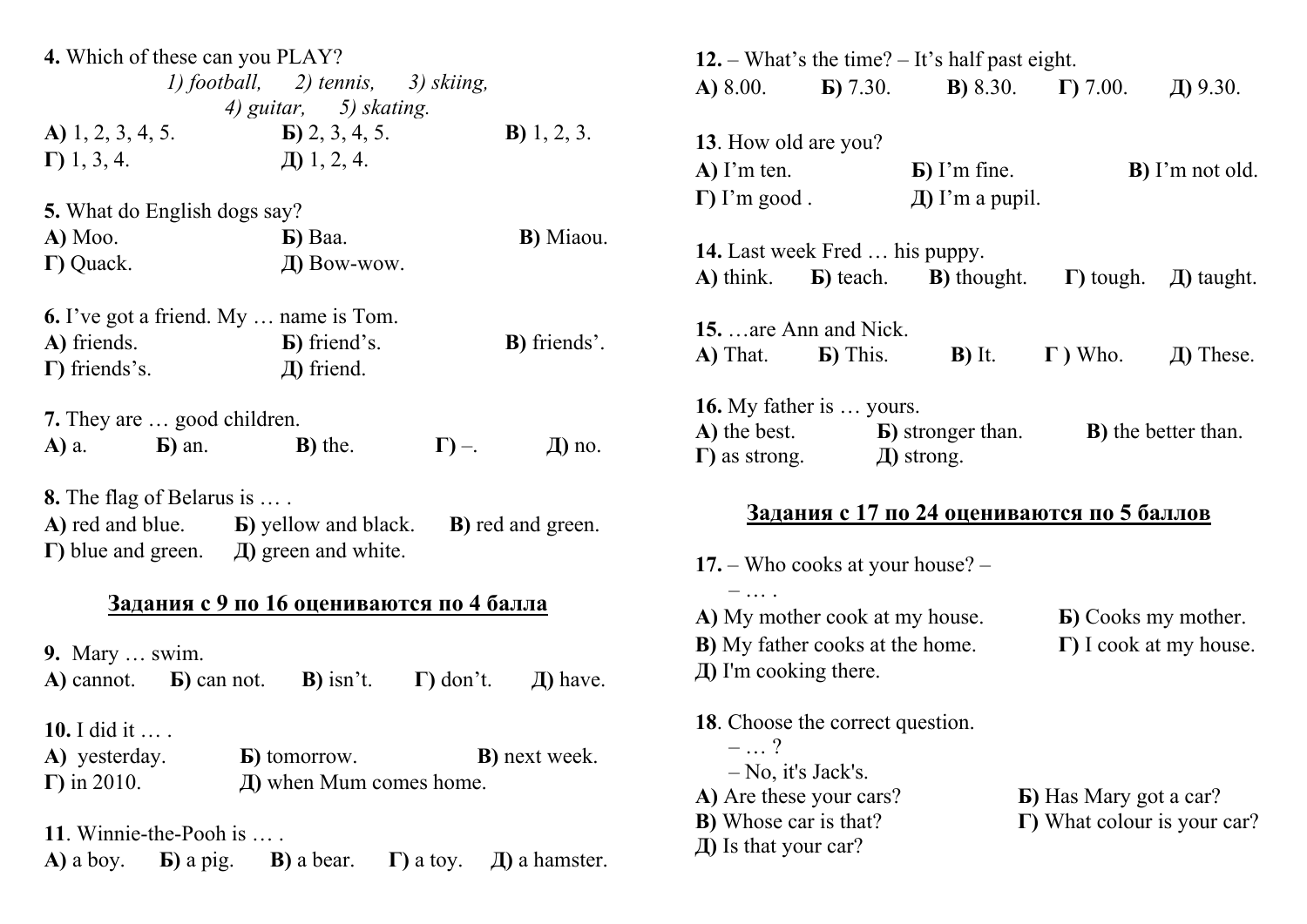**4.** Which of these can you PLAY?

*1) football, 2) tennis, 3) skiing, 4) guitar, 5) skating.*

**А)** 1, 2, 3, 4, 5. **Б)** 2, 3, 4, 5. **В)** 1, 2, 3.
**Г)** 1, 3, 4. **Д)** 1, 2, 4.

**5.** What do English dogs say?

**А)** Moo. **Б)** Baa. **В)** Miaou.
**Г)** Quack. **Д)** Bow-wow.

**6.** I've got a friend. My … name is Tom.

**А)** friends. **Б)** friend's. **В)** friends'.
**Г)** friends's. **Д)** friend.

**7.** They are … good children.

**А)** a. **Б)** an. **В)** the. **Г)** –. **Д)** no.

**8.** The flag of Belarus is … .

**А)** red and blue. **Б)** yellow and black. **В)** red and green.
**Г)** blue and green. **Д)** green and white.

## Задания с 9 по 16 оцениваются по 4 балла

**9.** Mary … swim.

**А)** cannot. **Б)** can not. **В)** isn't. **Г)** don't. **Д)** have.

**10.** I did it … .

**А)** yesterday. **Б)** tomorrow. **В)** next week.
**Г)** in 2010. **Д)** when Mum comes home.

**11**. Winnie-the-Pooh is … .

**А)** a boy. **Б)** a pig. **В)** a bear. **Г)** a toy. **Д)** a hamster.

**12.** – What's the time? – It's half past eight.

**А)** 8.00. **Б)** 7.30. **В)** 8.30. **Г)** 7.00. **Д)** 9.30.

**13**. How old are you?

**А)** I'm ten. **Б)** I'm fine. **В)** I'm not old.
**Г)** I'm good . **Д)** I'm a pupil.

**14.** Last week Fred … his puppy.

**А)** think. **Б)** teach. **В)** thought. **Г)** tough. **Д)** taught.

**15.** …are Ann and Nick.

**А)** That. **Б)** This. **В)** It. **Г )** Who. **Д)** These.

**16.** My father is … yours.

**А)** the best. **Б)** stronger than. **В)** the better than.
**Г)** as strong. **Д)** strong.

## Задания с 17 по 24 оцениваются по 5 баллов

**17.** – Who cooks at your house? –
– … .

**А)** My mother cook at my house. **Б)** Cooks my mother.
**В)** My father cooks at the home. **Г)** I cook at my house.
**Д)** I'm cooking there.

**18**. Choose the correct question.
– … ?
– No, it's Jack's.

**А)** Are these your cars? **Б)** Has Mary got a car?
**В)** Whose car is that? **Г)** What colour is your car?
**Д)** Is that your car?